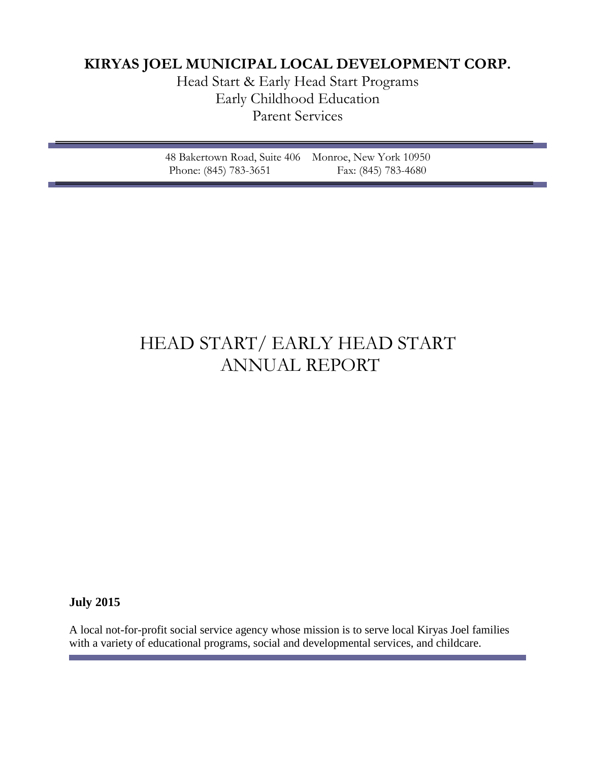**KIRYAS JOEL MUNICIPAL LOCAL DEVELOPMENT CORP.**

Head Start & Early Head Start Programs
Early Childhood Education
Parent Services

48 Bakertown Road, Suite 406 Monroe, New York 10950
Phone: (845) 783-3651 Fax: (845) 783-4680

# HEAD START/ EARLY HEAD START ANNUAL REPORT

**July 2015**

A local not-for-profit social service agency whose mission is to serve local Kiryas Joel families with a variety of educational programs, social and developmental services, and childcare.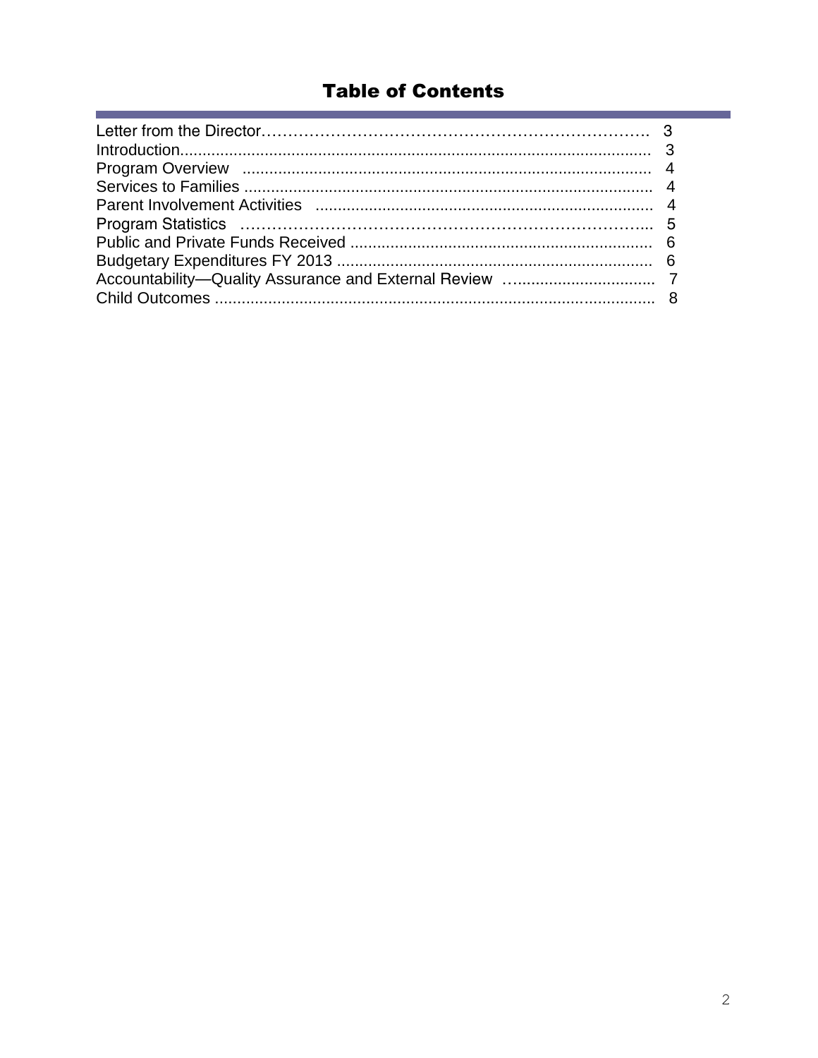# Table of Contents

Letter from the Director………………………………………………………………. 3
Introduction......................................................................................................... 3
Program Overview .......................................................................................... 4
Services to Families .......................................................................................... 4
Parent Involvement Activities ........................................................................... 4
Program Statistics ………………………………………………………………... 5
Public and Private Funds Received .................................................................... 6
Budgetary Expenditures FY 2013 ...................................................................... 6
Accountability—Quality Assurance and External Review …............................... 7
Child Outcomes .................................................................................................. 8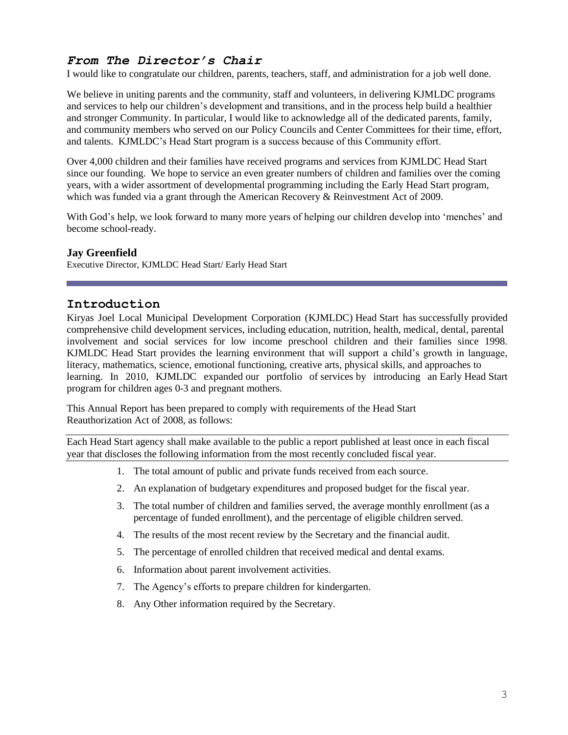## *From The Director's Chair*

I would like to congratulate our children, parents, teachers, staff, and administration for a job well done.

We believe in uniting parents and the community, staff and volunteers, in delivering KJMLDC programs and services to help our children's development and transitions, and in the process help build a healthier and stronger Community. In particular, I would like to acknowledge all of the dedicated parents, family, and community members who served on our Policy Councils and Center Committees for their time, effort, and talents. KJMLDC's Head Start program is a success because of this Community effort.

Over 4,000 children and their families have received programs and services from KJMLDC Head Start since our founding. We hope to service an even greater numbers of children and families over the coming years, with a wider assortment of developmental programming including the Early Head Start program, which was funded via a grant through the American Recovery & Reinvestment Act of 2009.

With God's help, we look forward to many more years of helping our children develop into 'menches' and become school-ready.

**Jay Greenfield**
Executive Director, KJMLDC Head Start/ Early Head Start

---

## Introduction

Kiryas Joel Local Municipal Development Corporation (KJMLDC) Head Start has successfully provided comprehensive child development services, including education, nutrition, health, medical, dental, parental involvement and social services for low income preschool children and their families since 1998. KJMLDC Head Start provides the learning environment that will support a child's growth in language, literacy, mathematics, science, emotional functioning, creative arts, physical skills, and approaches to learning. In 2010, KJMLDC expanded our portfolio of services by introducing an Early Head Start program for children ages 0-3 and pregnant mothers.

This Annual Report has been prepared to comply with requirements of the Head Start Reauthorization Act of 2008, as follows:

Each Head Start agency shall make available to the public a report published at least once in each fiscal year that discloses the following information from the most recently concluded fiscal year.

1. The total amount of public and private funds received from each source.
2. An explanation of budgetary expenditures and proposed budget for the fiscal year.
3. The total number of children and families served, the average monthly enrollment (as a percentage of funded enrollment), and the percentage of eligible children served.
4. The results of the most recent review by the Secretary and the financial audit.
5. The percentage of enrolled children that received medical and dental exams.
6. Information about parent involvement activities.
7. The Agency's efforts to prepare children for kindergarten.
8. Any Other information required by the Secretary.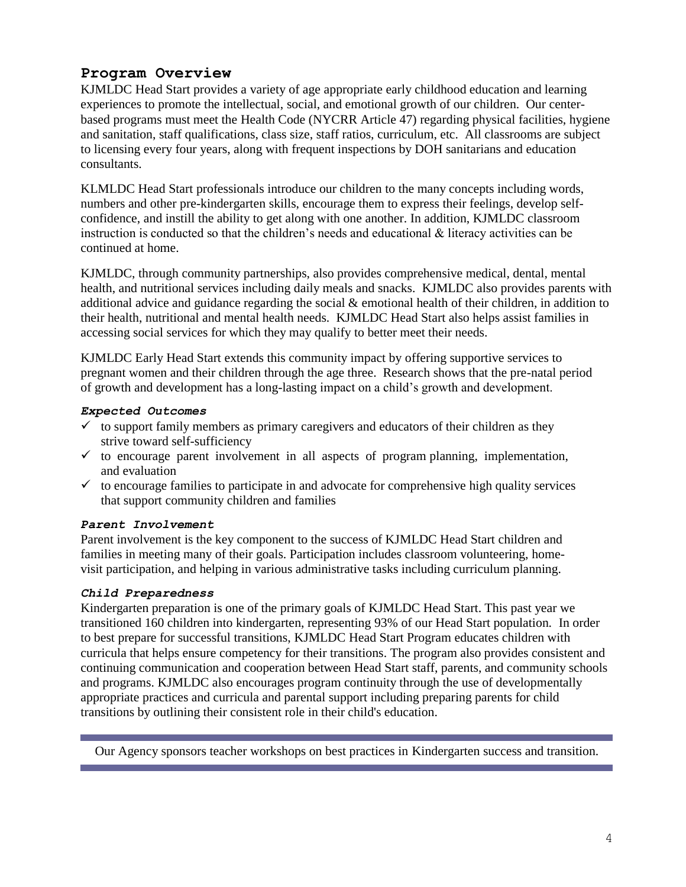## Program Overview

KJMLDC Head Start provides a variety of age appropriate early childhood education and learning experiences to promote the intellectual, social, and emotional growth of our children. Our center-based programs must meet the Health Code (NYCRR Article 47) regarding physical facilities, hygiene and sanitation, staff qualifications, class size, staff ratios, curriculum, etc. All classrooms are subject to licensing every four years, along with frequent inspections by DOH sanitarians and education consultants.

KLMLDC Head Start professionals introduce our children to the many concepts including words, numbers and other pre-kindergarten skills, encourage them to express their feelings, develop self-confidence, and instill the ability to get along with one another. In addition, KJMLDC classroom instruction is conducted so that the children's needs and educational & literacy activities can be continued at home.

KJMLDC, through community partnerships, also provides comprehensive medical, dental, mental health, and nutritional services including daily meals and snacks. KJMLDC also provides parents with additional advice and guidance regarding the social & emotional health of their children, in addition to their health, nutritional and mental health needs. KJMLDC Head Start also helps assist families in accessing social services for which they may qualify to better meet their needs.

KJMLDC Early Head Start extends this community impact by offering supportive services to pregnant women and their children through the age three. Research shows that the pre-natal period of growth and development has a long-lasting impact on a child's growth and development.

### *Expected Outcomes*

- ✓ to support family members as primary caregivers and educators of their children as they strive toward self-sufficiency
- ✓ to encourage parent involvement in all aspects of program planning, implementation, and evaluation
- ✓ to encourage families to participate in and advocate for comprehensive high quality services that support community children and families

### *Parent Involvement*

Parent involvement is the key component to the success of KJMLDC Head Start children and families in meeting many of their goals. Participation includes classroom volunteering, home-visit participation, and helping in various administrative tasks including curriculum planning.

### *Child Preparedness*

Kindergarten preparation is one of the primary goals of KJMLDC Head Start. This past year we transitioned 160 children into kindergarten, representing 93% of our Head Start population. In order to best prepare for successful transitions, KJMLDC Head Start Program educates children with curricula that helps ensure competency for their transitions. The program also provides consistent and continuing communication and cooperation between Head Start staff, parents, and community schools and programs. KJMLDC also encourages program continuity through the use of developmentally appropriate practices and curricula and parental support including preparing parents for child transitions by outlining their consistent role in their child's education.

---

Our Agency sponsors teacher workshops on best practices in Kindergarten success and transition.

---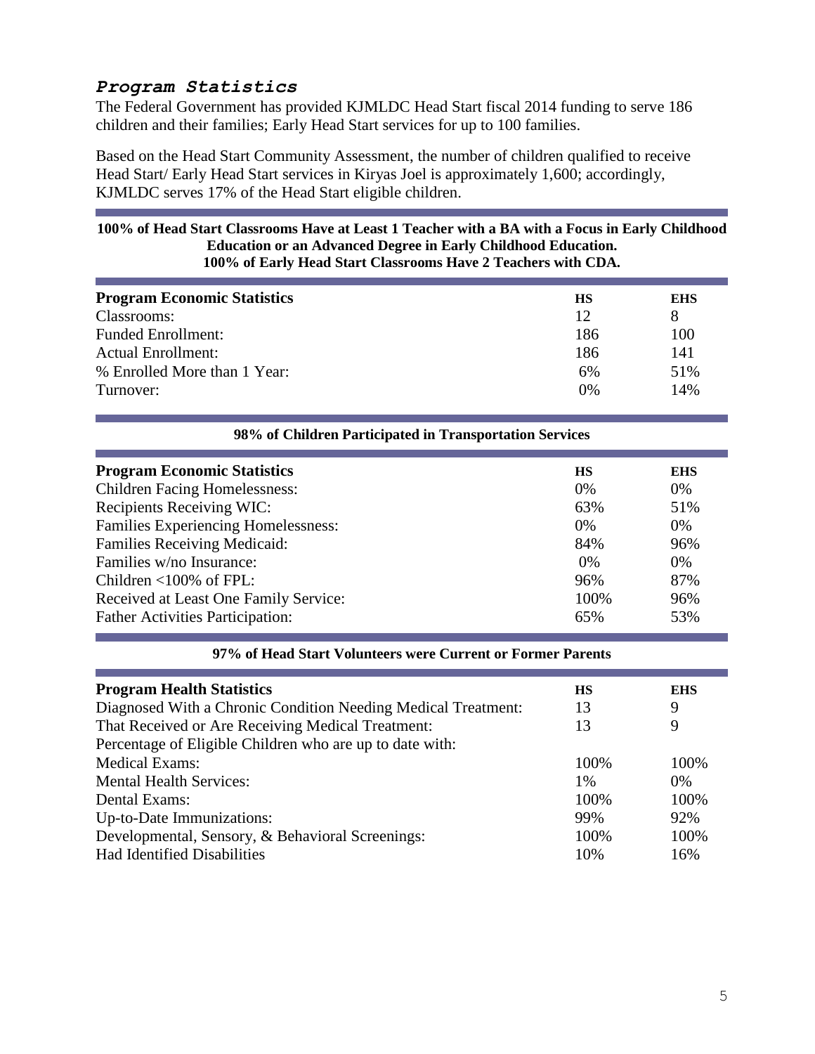## *Program Statistics*

The Federal Government has provided KJMLDC Head Start fiscal 2014 funding to serve 186 children and their families; Early Head Start services for up to 100 families.

Based on the Head Start Community Assessment, the number of children qualified to receive Head Start/ Early Head Start services in Kiryas Joel is approximately 1,600; accordingly, KJMLDC serves 17% of the Head Start eligible children.

**100% of Head Start Classrooms Have at Least 1 Teacher with a BA with a Focus in Early Childhood Education or an Advanced Degree in Early Childhood Education.**
**100% of Early Head Start Classrooms Have 2 Teachers with CDA.**

| **Program Economic Statistics** | **HS** | **EHS** |
|---|---|---|
| Classrooms: | 12 | 8 |
| Funded Enrollment: | 186 | 100 |
| Actual Enrollment: | 186 | 141 |
| % Enrolled More than 1 Year: | 6% | 51% |
| Turnover: | 0% | 14% |

**98% of Children Participated in Transportation Services**

| **Program Economic Statistics** | **HS** | **EHS** |
|---|---|---|
| Children Facing Homelessness: | 0% | 0% |
| Recipients Receiving WIC: | 63% | 51% |
| Families Experiencing Homelessness: | 0% | 0% |
| Families Receiving Medicaid: | 84% | 96% |
| Families w/no Insurance: | 0% | 0% |
| Children <100% of FPL: | 96% | 87% |
| Received at Least One Family Service: | 100% | 96% |
| Father Activities Participation: | 65% | 53% |

**97% of Head Start Volunteers were Current or Former Parents**

| **Program Health Statistics** | **HS** | **EHS** |
|---|---|---|
| Diagnosed With a Chronic Condition Needing Medical Treatment: | 13 | 9 |
| That Received or Are Receiving Medical Treatment: | 13 | 9 |
| Percentage of Eligible Children who are up to date with: | | |
| Medical Exams: | 100% | 100% |
| Mental Health Services: | 1% | 0% |
| Dental Exams: | 100% | 100% |
| Up-to-Date Immunizations: | 99% | 92% |
| Developmental, Sensory, & Behavioral Screenings: | 100% | 100% |
| Had Identified Disabilities | 10% | 16% |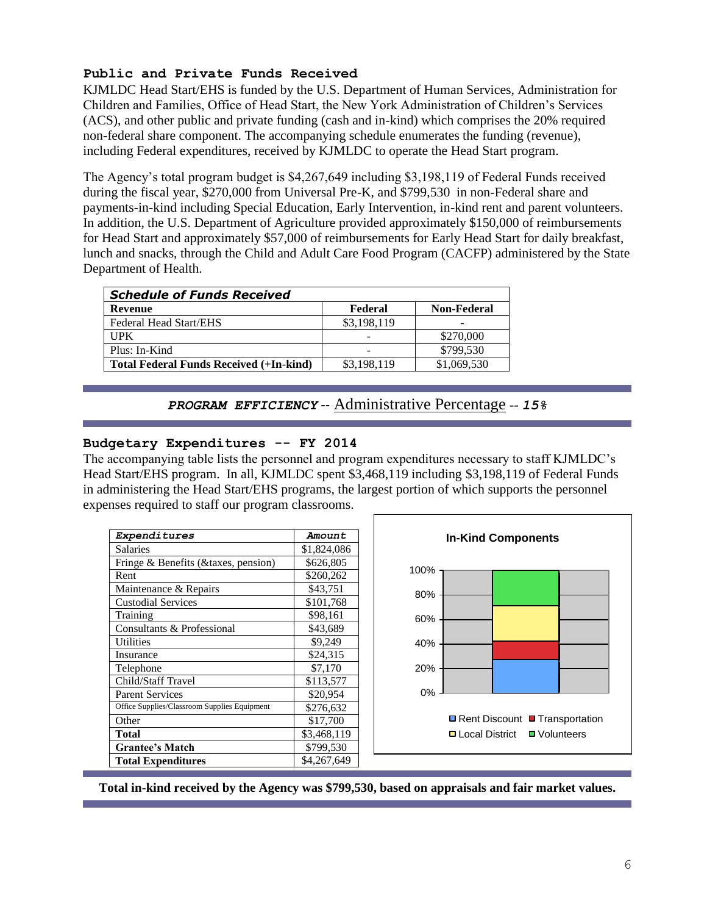### Public and Private Funds Received

KJMLDC Head Start/EHS is funded by the U.S. Department of Human Services, Administration for Children and Families, Office of Head Start, the New York Administration of Children's Services (ACS), and other public and private funding (cash and in-kind) which comprises the 20% required non-federal share component. The accompanying schedule enumerates the funding (revenue), including Federal expenditures, received by KJMLDC to operate the Head Start program.

The Agency's total program budget is $4,267,649 including $3,198,119 of Federal Funds received during the fiscal year, $270,000 from Universal Pre-K, and $799,530 in non-Federal share and payments-in-kind including Special Education, Early Intervention, in-kind rent and parent volunteers. In addition, the U.S. Department of Agriculture provided approximately $150,000 of reimbursements for Head Start and approximately $57,000 of reimbursements for Early Head Start for daily breakfast, lunch and snacks, through the Child and Adult Care Food Program (CACFP) administered by the State Department of Health.

| ***Schedule of Funds Received*** | | |
|---|---|---|
| **Revenue** | **Federal** | **Non-Federal** |
| Federal Head Start/EHS | $3,198,119 | - |
| UPK | - | $270,000 |
| Plus: In-Kind | - | $799,530 |
| **Total Federal Funds Received (+In-kind)** | $3,198,119 | $1,069,530 |

***PROGRAM EFFICIENCY*** -- Administrative Percentage -- ***15%***

### Budgetary Expenditures -- FY 2014

The accompanying table lists the personnel and program expenditures necessary to staff KJMLDC's Head Start/EHS program. In all, KJMLDC spent $3,468,119 including $3,198,119 of Federal Funds in administering the Head Start/EHS programs, the largest portion of which supports the personnel expenses required to staff our program classrooms.

| *Expenditures* | *Amount* |
|---|---|
| Salaries | $1,824,086 |
| Fringe & Benefits (&taxes, pension) | $626,805 |
| Rent | $260,262 |
| Maintenance & Repairs | $43,751 |
| Custodial Services | $101,768 |
| Training | $98,161 |
| Consultants & Professional | $43,689 |
| Utilities | $9,249 |
| Insurance | $24,315 |
| Telephone | $7,170 |
| Child/Staff Travel | $113,577 |
| Parent Services | $20,954 |
| Office Supplies/Classroom Supplies Equipment | $276,632 |
| Other | $17,700 |
| **Total** | $3,468,119 |
| **Grantee's Match** | $799,530 |
| **Total Expenditures** | $4,267,649 |

**In-Kind Components**

100% / 80% / 60% / 40% / 20% / 0%

Rent Discount, Transportation, Local District, Volunteers

**Total in-kind received by the Agency was $799,530, based on appraisals and fair market values.**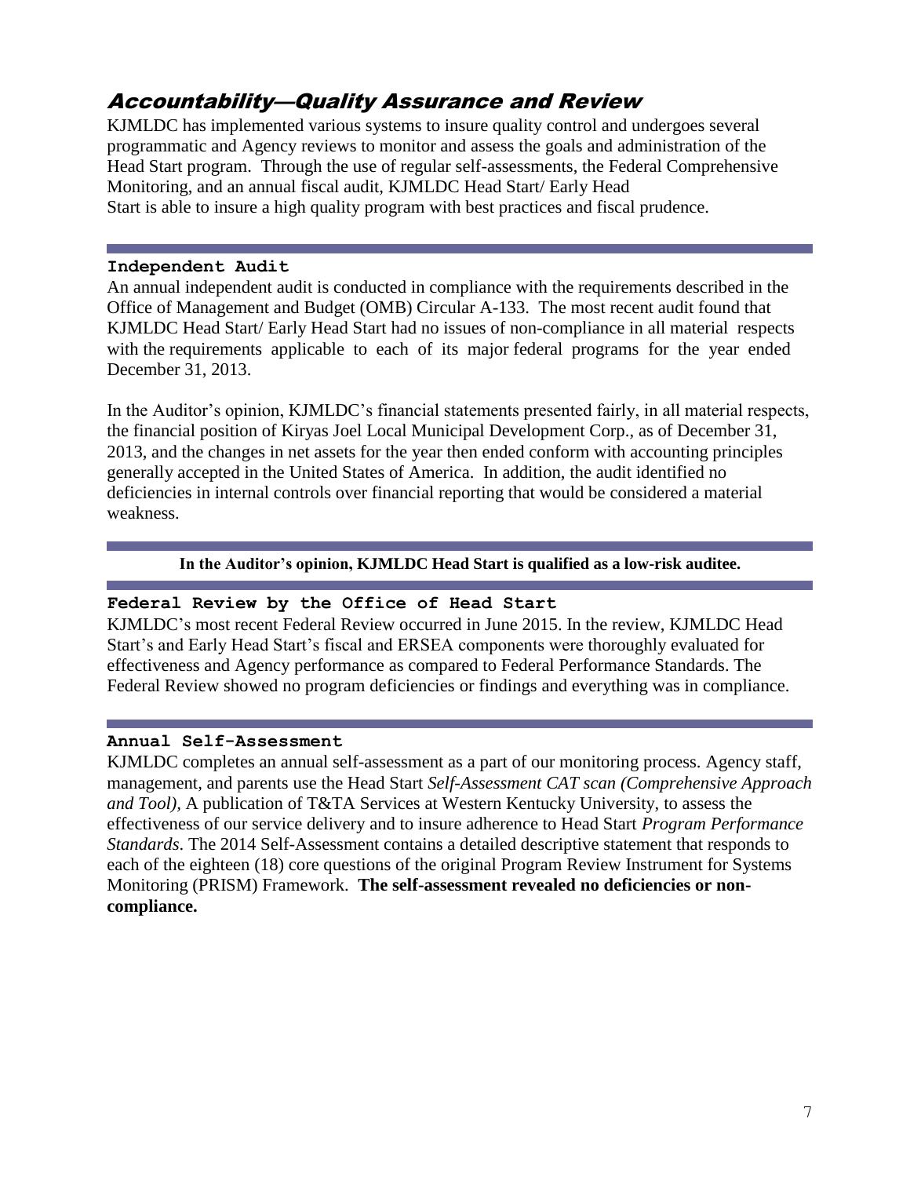## Accountability—Quality Assurance and Review

KJMLDC has implemented various systems to insure quality control and undergoes several programmatic and Agency reviews to monitor and assess the goals and administration of the Head Start program. Through the use of regular self-assessments, the Federal Comprehensive Monitoring, and an annual fiscal audit, KJMLDC Head Start/ Early Head Start is able to insure a high quality program with best practices and fiscal prudence.

### Independent Audit

An annual independent audit is conducted in compliance with the requirements described in the Office of Management and Budget (OMB) Circular A-133. The most recent audit found that KJMLDC Head Start/ Early Head Start had no issues of non-compliance in all material respects with the requirements applicable to each of its major federal programs for the year ended December 31, 2013.

In the Auditor's opinion, KJMLDC's financial statements presented fairly, in all material respects, the financial position of Kiryas Joel Local Municipal Development Corp., as of December 31, 2013, and the changes in net assets for the year then ended conform with accounting principles generally accepted in the United States of America. In addition, the audit identified no deficiencies in internal controls over financial reporting that would be considered a material weakness.

**In the Auditor's opinion, KJMLDC Head Start is qualified as a low-risk auditee.**

### Federal Review by the Office of Head Start

KJMLDC's most recent Federal Review occurred in June 2015. In the review, KJMLDC Head Start's and Early Head Start's fiscal and ERSEA components were thoroughly evaluated for effectiveness and Agency performance as compared to Federal Performance Standards. The Federal Review showed no program deficiencies or findings and everything was in compliance.

### Annual Self-Assessment

KJMLDC completes an annual self-assessment as a part of our monitoring process. Agency staff, management, and parents use the Head Start *Self-Assessment CAT scan (Comprehensive Approach and Tool),* A publication of T&TA Services at Western Kentucky University, to assess the effectiveness of our service delivery and to insure adherence to Head Start *Program Performance Standards*. The 2014 Self-Assessment contains a detailed descriptive statement that responds to each of the eighteen (18) core questions of the original Program Review Instrument for Systems Monitoring (PRISM) Framework. **The self-assessment revealed no deficiencies or non-compliance.**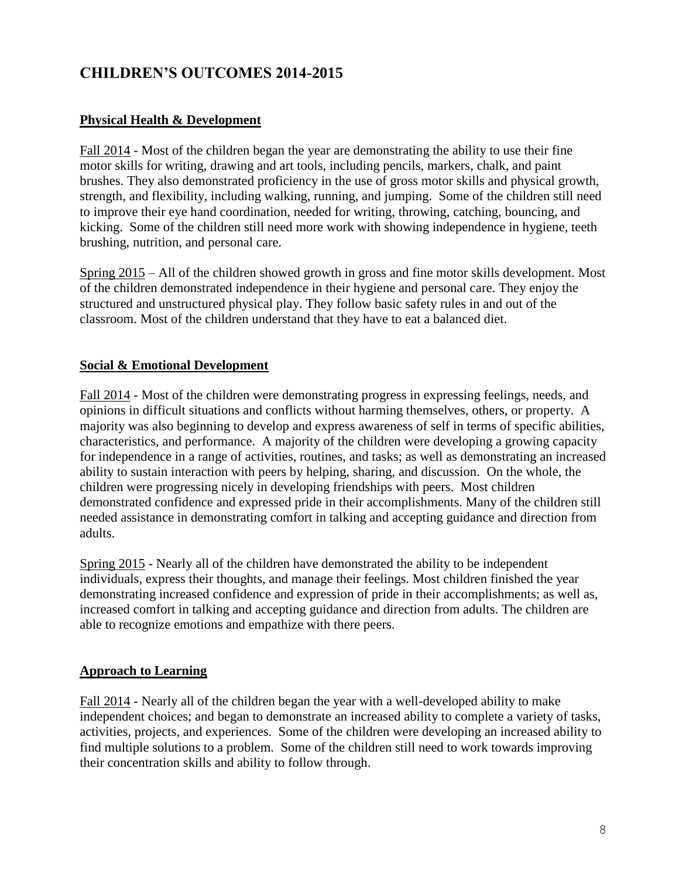## CHILDREN'S OUTCOMES 2014-2015

### Physical Health & Development

Fall 2014 - Most of the children began the year are demonstrating the ability to use their fine motor skills for writing, drawing and art tools, including pencils, markers, chalk, and paint brushes. They also demonstrated proficiency in the use of gross motor skills and physical growth, strength, and flexibility, including walking, running, and jumping. Some of the children still need to improve their eye hand coordination, needed for writing, throwing, catching, bouncing, and kicking. Some of the children still need more work with showing independence in hygiene, teeth brushing, nutrition, and personal care.

Spring 2015 – All of the children showed growth in gross and fine motor skills development. Most of the children demonstrated independence in their hygiene and personal care. They enjoy the structured and unstructured physical play. They follow basic safety rules in and out of the classroom. Most of the children understand that they have to eat a balanced diet.

### Social & Emotional Development

Fall 2014 - Most of the children were demonstrating progress in expressing feelings, needs, and opinions in difficult situations and conflicts without harming themselves, others, or property. A majority was also beginning to develop and express awareness of self in terms of specific abilities, characteristics, and performance. A majority of the children were developing a growing capacity for independence in a range of activities, routines, and tasks; as well as demonstrating an increased ability to sustain interaction with peers by helping, sharing, and discussion. On the whole, the children were progressing nicely in developing friendships with peers. Most children demonstrated confidence and expressed pride in their accomplishments. Many of the children still needed assistance in demonstrating comfort in talking and accepting guidance and direction from adults.

Spring 2015 - Nearly all of the children have demonstrated the ability to be independent individuals, express their thoughts, and manage their feelings. Most children finished the year demonstrating increased confidence and expression of pride in their accomplishments; as well as, increased comfort in talking and accepting guidance and direction from adults. The children are able to recognize emotions and empathize with there peers.

### Approach to Learning

Fall 2014 - Nearly all of the children began the year with a well-developed ability to make independent choices; and began to demonstrate an increased ability to complete a variety of tasks, activities, projects, and experiences. Some of the children were developing an increased ability to find multiple solutions to a problem. Some of the children still need to work towards improving their concentration skills and ability to follow through.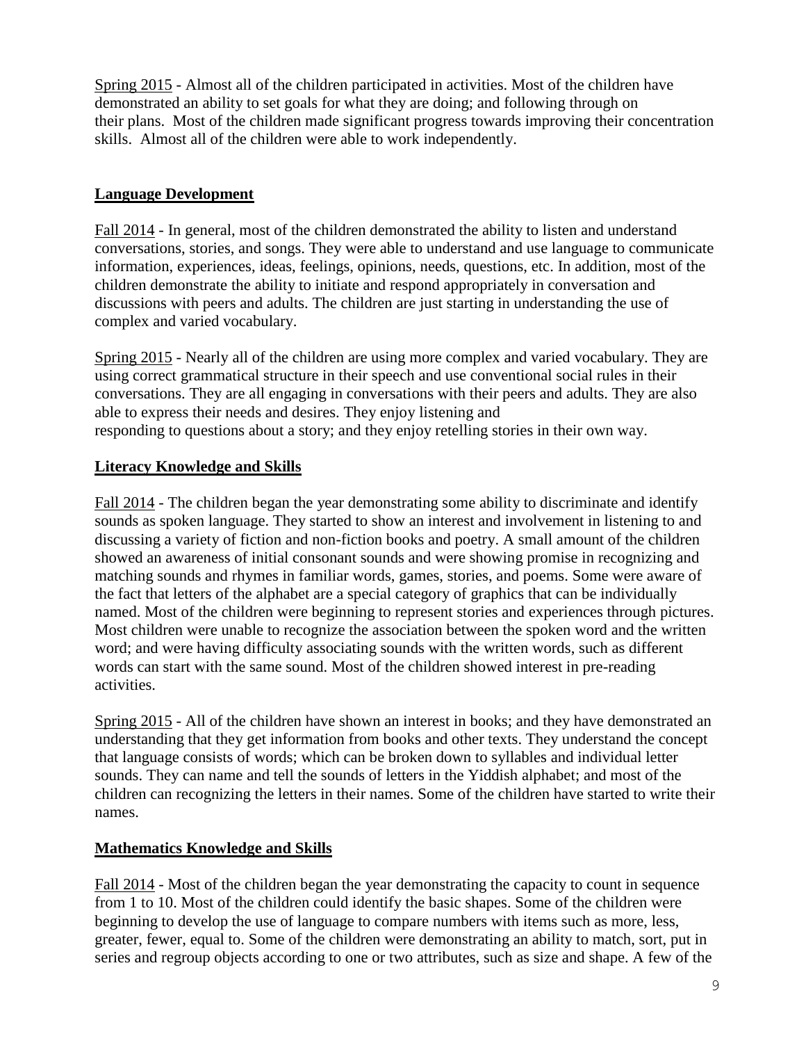Spring 2015 - Almost all of the children participated in activities. Most of the children have demonstrated an ability to set goals for what they are doing; and following through on their plans. Most of the children made significant progress towards improving their concentration skills. Almost all of the children were able to work independently.

## **Language Development**

Fall 2014 - In general, most of the children demonstrated the ability to listen and understand conversations, stories, and songs. They were able to understand and use language to communicate information, experiences, ideas, feelings, opinions, needs, questions, etc. In addition, most of the children demonstrate the ability to initiate and respond appropriately in conversation and discussions with peers and adults. The children are just starting in understanding the use of complex and varied vocabulary.

Spring 2015 - Nearly all of the children are using more complex and varied vocabulary. They are using correct grammatical structure in their speech and use conventional social rules in their conversations. They are all engaging in conversations with their peers and adults. They are also able to express their needs and desires. They enjoy listening and responding to questions about a story; and they enjoy retelling stories in their own way.

## **Literacy Knowledge and Skills**

Fall 2014 - The children began the year demonstrating some ability to discriminate and identify sounds as spoken language. They started to show an interest and involvement in listening to and discussing a variety of fiction and non-fiction books and poetry. A small amount of the children showed an awareness of initial consonant sounds and were showing promise in recognizing and matching sounds and rhymes in familiar words, games, stories, and poems. Some were aware of the fact that letters of the alphabet are a special category of graphics that can be individually named. Most of the children were beginning to represent stories and experiences through pictures. Most children were unable to recognize the association between the spoken word and the written word; and were having difficulty associating sounds with the written words, such as different words can start with the same sound. Most of the children showed interest in pre-reading activities.

Spring 2015 - All of the children have shown an interest in books; and they have demonstrated an understanding that they get information from books and other texts. They understand the concept that language consists of words; which can be broken down to syllables and individual letter sounds. They can name and tell the sounds of letters in the Yiddish alphabet; and most of the children can recognizing the letters in their names. Some of the children have started to write their names.

## **Mathematics Knowledge and Skills**

Fall 2014 - Most of the children began the year demonstrating the capacity to count in sequence from 1 to 10. Most of the children could identify the basic shapes. Some of the children were beginning to develop the use of language to compare numbers with items such as more, less, greater, fewer, equal to. Some of the children were demonstrating an ability to match, sort, put in series and regroup objects according to one or two attributes, such as size and shape. A few of the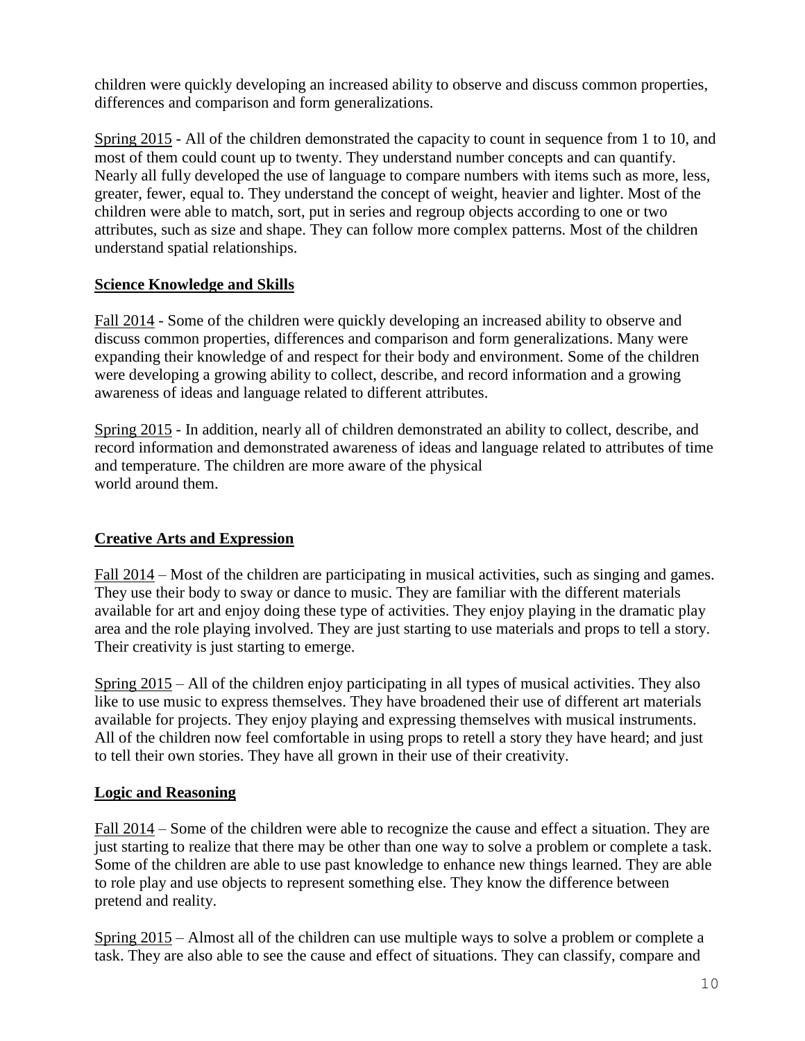children were quickly developing an increased ability to observe and discuss common properties, differences and comparison and form generalizations.

Spring 2015 - All of the children demonstrated the capacity to count in sequence from 1 to 10, and most of them could count up to twenty. They understand number concepts and can quantify. Nearly all fully developed the use of language to compare numbers with items such as more, less, greater, fewer, equal to. They understand the concept of weight, heavier and lighter. Most of the children were able to match, sort, put in series and regroup objects according to one or two attributes, such as size and shape. They can follow more complex patterns. Most of the children understand spatial relationships.

**Science Knowledge and Skills**

Fall 2014 - Some of the children were quickly developing an increased ability to observe and discuss common properties, differences and comparison and form generalizations. Many were expanding their knowledge of and respect for their body and environment. Some of the children were developing a growing ability to collect, describe, and record information and a growing awareness of ideas and language related to different attributes.

Spring 2015 - In addition, nearly all of children demonstrated an ability to collect, describe, and record information and demonstrated awareness of ideas and language related to attributes of time and temperature. The children are more aware of the physical world around them.

**Creative Arts and Expression**

Fall 2014 – Most of the children are participating in musical activities, such as singing and games. They use their body to sway or dance to music. They are familiar with the different materials available for art and enjoy doing these type of activities. They enjoy playing in the dramatic play area and the role playing involved. They are just starting to use materials and props to tell a story. Their creativity is just starting to emerge.

Spring 2015 – All of the children enjoy participating in all types of musical activities. They also like to use music to express themselves. They have broadened their use of different art materials available for projects. They enjoy playing and expressing themselves with musical instruments. All of the children now feel comfortable in using props to retell a story they have heard; and just to tell their own stories. They have all grown in their use of their creativity.

**Logic and Reasoning**

Fall 2014 – Some of the children were able to recognize the cause and effect a situation. They are just starting to realize that there may be other than one way to solve a problem or complete a task. Some of the children are able to use past knowledge to enhance new things learned. They are able to role play and use objects to represent something else. They know the difference between pretend and reality.

Spring 2015 – Almost all of the children can use multiple ways to solve a problem or complete a task. They are also able to see the cause and effect of situations. They can classify, compare and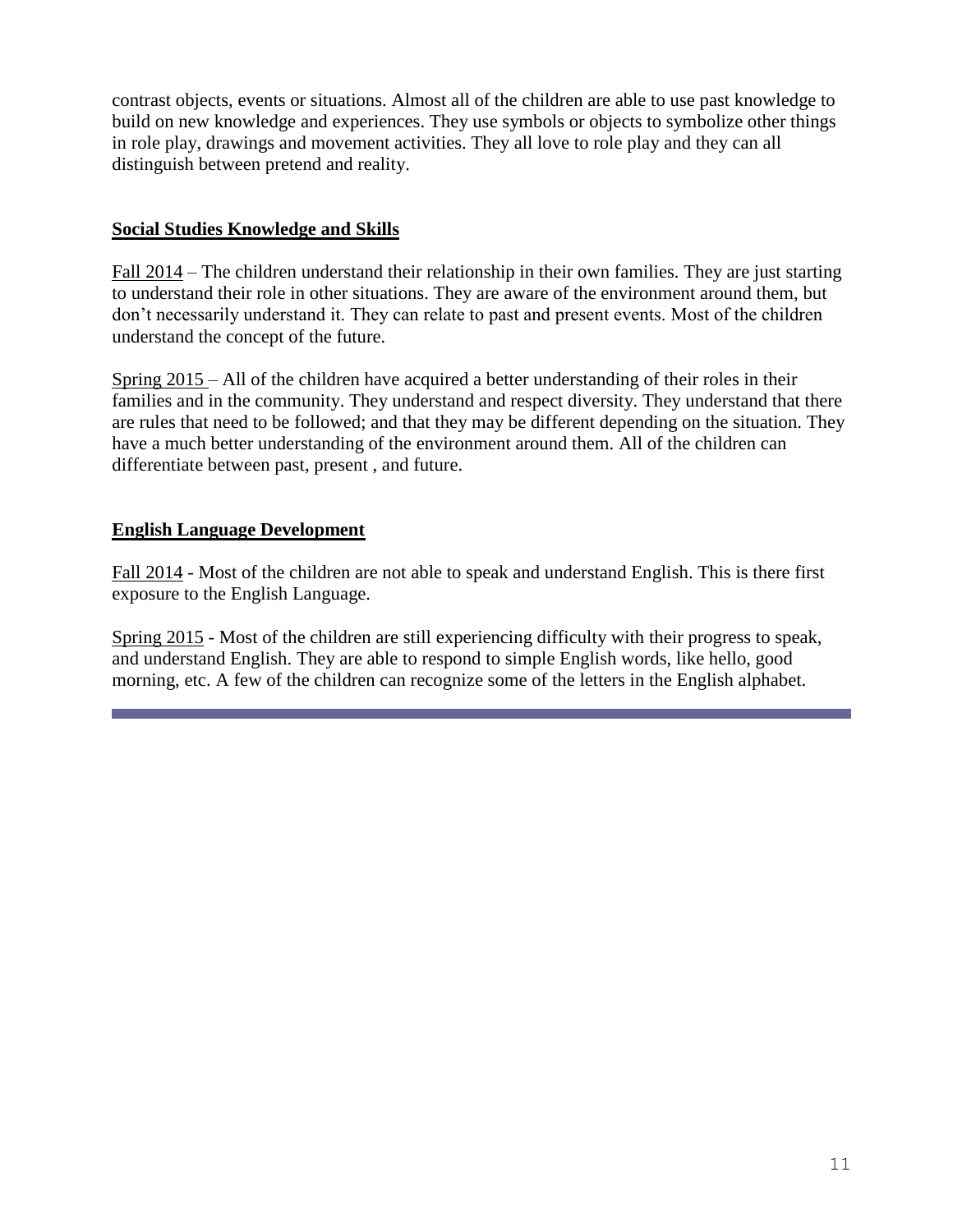contrast objects, events or situations. Almost all of the children are able to use past knowledge to build on new knowledge and experiences. They use symbols or objects to symbolize other things in role play, drawings and movement activities. They all love to role play and they can all distinguish between pretend and reality.

## Social Studies Knowledge and Skills

Fall 2014 – The children understand their relationship in their own families. They are just starting to understand their role in other situations. They are aware of the environment around them, but don't necessarily understand it. They can relate to past and present events. Most of the children understand the concept of the future.

Spring 2015 – All of the children have acquired a better understanding of their roles in their families and in the community. They understand and respect diversity. They understand that there are rules that need to be followed; and that they may be different depending on the situation. They have a much better understanding of the environment around them. All of the children can differentiate between past, present , and future.

## English Language Development

Fall 2014 - Most of the children are not able to speak and understand English. This is there first exposure to the English Language.

Spring 2015 - Most of the children are still experiencing difficulty with their progress to speak, and understand English. They are able to respond to simple English words, like hello, good morning, etc. A few of the children can recognize some of the letters in the English alphabet.